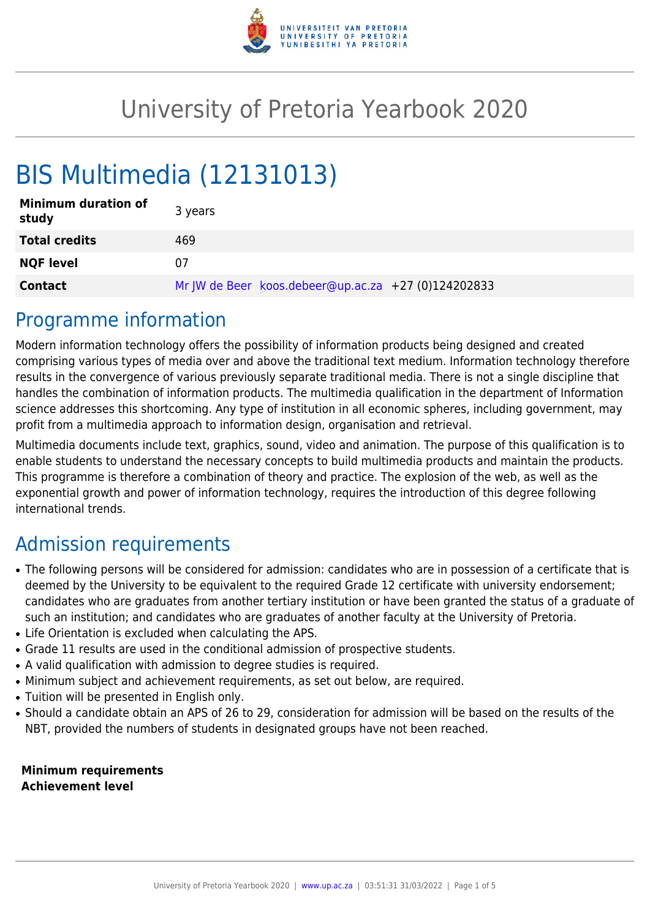# University of Pretoria Yearbook 2020

# BIS Multimedia (12131013)

| | |
|---|---|
| **Minimum duration of study** | 3 years |
| **Total credits** | 469 |
| **NQF level** | 07 |
| **Contact** | Mr JW de Beer koos.debeer@up.ac.za +27 (0)124202833 |

## Programme information

Modern information technology offers the possibility of information products being designed and created comprising various types of media over and above the traditional text medium. Information technology therefore results in the convergence of various previously separate traditional media. There is not a single discipline that handles the combination of information products. The multimedia qualification in the department of Information science addresses this shortcoming. Any type of institution in all economic spheres, including government, may profit from a multimedia approach to information design, organisation and retrieval.

Multimedia documents include text, graphics, sound, video and animation. The purpose of this qualification is to enable students to understand the necessary concepts to build multimedia products and maintain the products. This programme is therefore a combination of theory and practice. The explosion of the web, as well as the exponential growth and power of information technology, requires the introduction of this degree following international trends.

## Admission requirements

- The following persons will be considered for admission: candidates who are in possession of a certificate that is deemed by the University to be equivalent to the required Grade 12 certificate with university endorsement; candidates who are graduates from another tertiary institution or have been granted the status of a graduate of such an institution; and candidates who are graduates of another faculty at the University of Pretoria.
- Life Orientation is excluded when calculating the APS.
- Grade 11 results are used in the conditional admission of prospective students.
- A valid qualification with admission to degree studies is required.
- Minimum subject and achievement requirements, as set out below, are required.
- Tuition will be presented in English only.
- Should a candidate obtain an APS of 26 to 29, consideration for admission will be based on the results of the NBT, provided the numbers of students in designated groups have not been reached.

**Minimum requirements**
**Achievement level**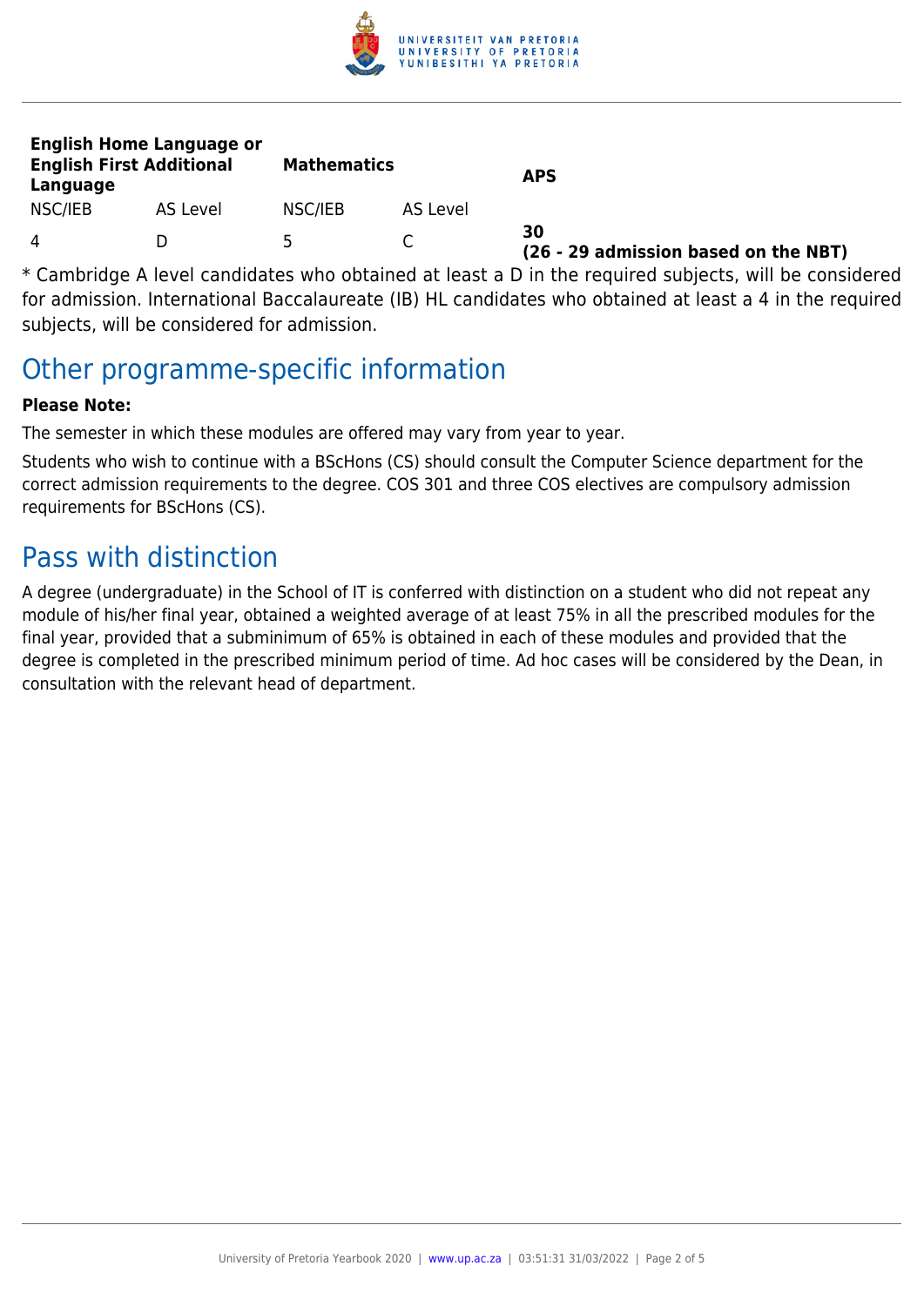| English Home Language or English First Additional Language | | Mathematics | | APS |
|---|---|---|---|---|
| NSC/IEB | AS Level | NSC/IEB | AS Level | |
| 4 | D | 5 | C | **30 (26 - 29 admission based on the NBT)** |

* Cambridge A level candidates who obtained at least a D in the required subjects, will be considered for admission. International Baccalaureate (IB) HL candidates who obtained at least a 4 in the required subjects, will be considered for admission.

## Other programme-specific information

**Please Note:**

The semester in which these modules are offered may vary from year to year.

Students who wish to continue with a BScHons (CS) should consult the Computer Science department for the correct admission requirements to the degree. COS 301 and three COS electives are compulsory admission requirements for BScHons (CS).

## Pass with distinction

A degree (undergraduate) in the School of IT is conferred with distinction on a student who did not repeat any module of his/her final year, obtained a weighted average of at least 75% in all the prescribed modules for the final year, provided that a subminimum of 65% is obtained in each of these modules and provided that the degree is completed in the prescribed minimum period of time. Ad hoc cases will be considered by the Dean, in consultation with the relevant head of department.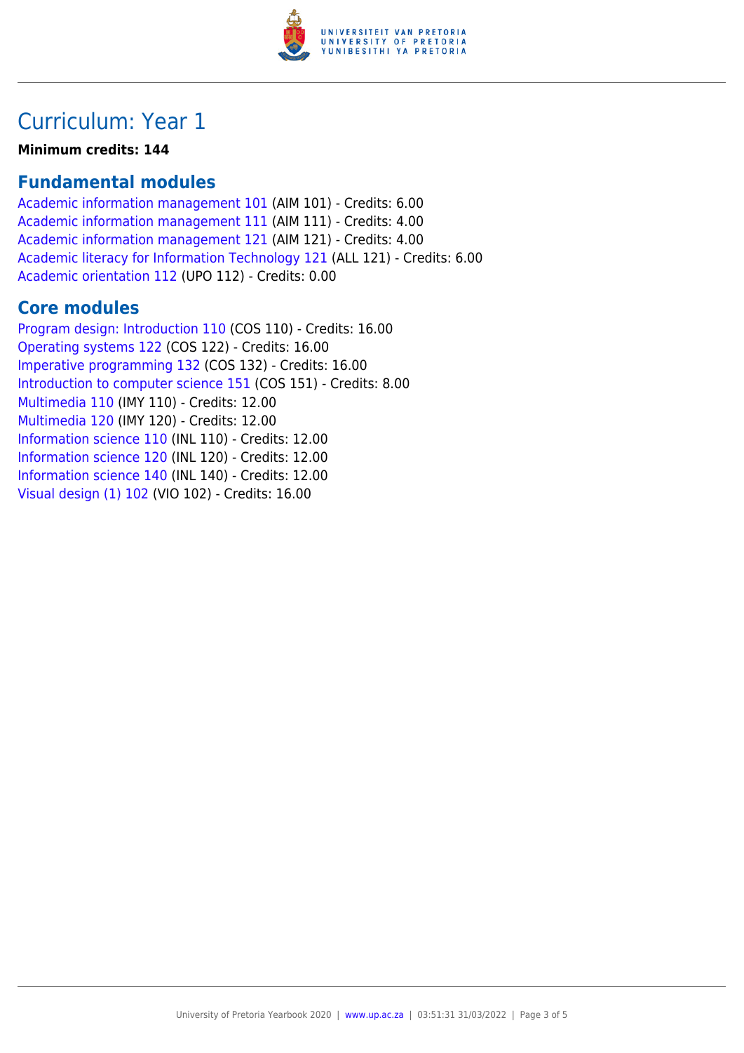# Curriculum: Year 1

**Minimum credits: 144**

## Fundamental modules

Academic information management 101 (AIM 101) - Credits: 6.00
Academic information management 111 (AIM 111) - Credits: 4.00
Academic information management 121 (AIM 121) - Credits: 4.00
Academic literacy for Information Technology 121 (ALL 121) - Credits: 6.00
Academic orientation 112 (UPO 112) - Credits: 0.00

## Core modules

Program design: Introduction 110 (COS 110) - Credits: 16.00
Operating systems 122 (COS 122) - Credits: 16.00
Imperative programming 132 (COS 132) - Credits: 16.00
Introduction to computer science 151 (COS 151) - Credits: 8.00
Multimedia 110 (IMY 110) - Credits: 12.00
Multimedia 120 (IMY 120) - Credits: 12.00
Information science 110 (INL 110) - Credits: 12.00
Information science 120 (INL 120) - Credits: 12.00
Information science 140 (INL 140) - Credits: 12.00
Visual design (1) 102 (VIO 102) - Credits: 16.00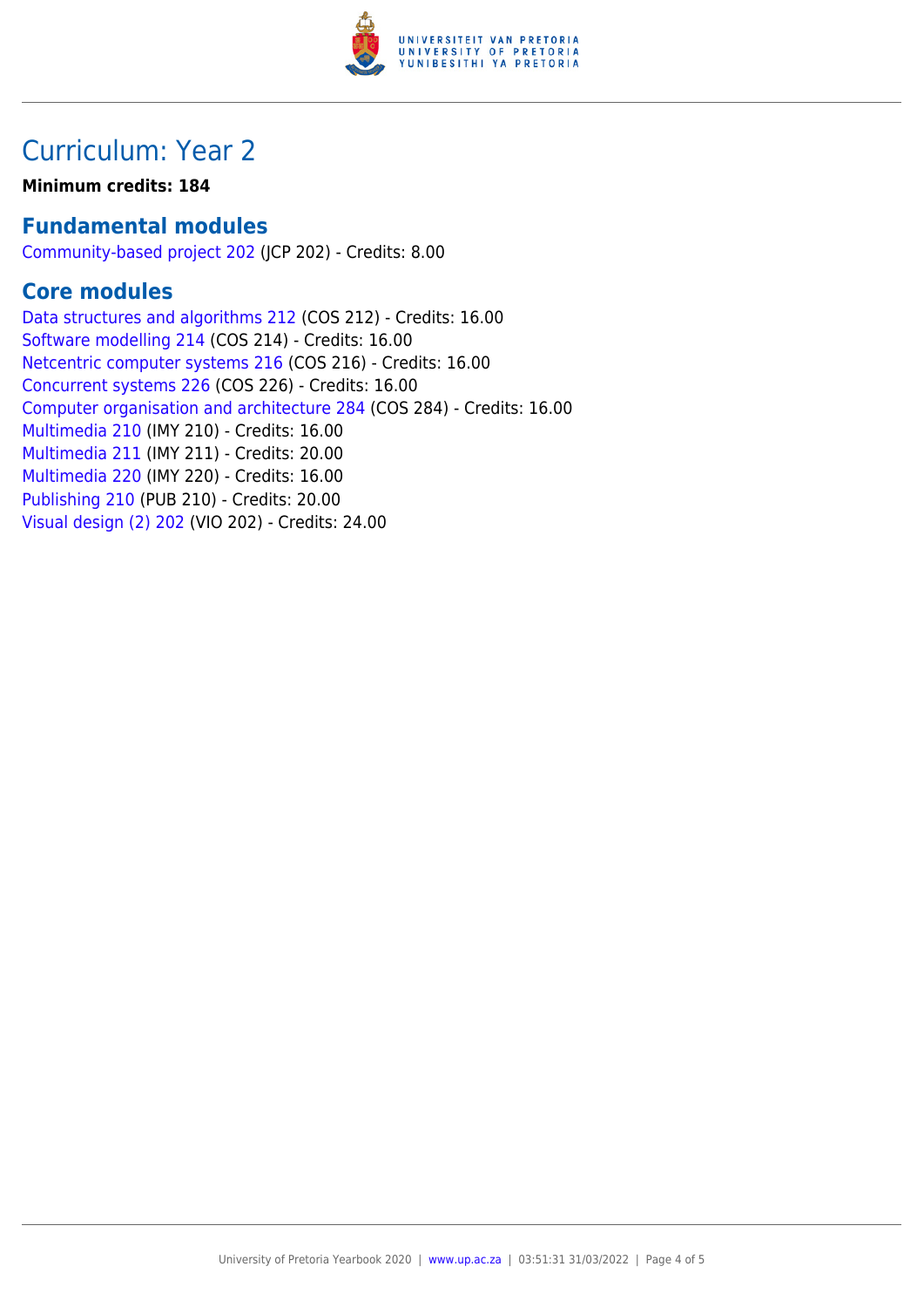# Curriculum: Year 2

**Minimum credits: 184**

## Fundamental modules

Community-based project 202 (JCP 202) - Credits: 8.00

## Core modules

Data structures and algorithms 212 (COS 212) - Credits: 16.00
Software modelling 214 (COS 214) - Credits: 16.00
Netcentric computer systems 216 (COS 216) - Credits: 16.00
Concurrent systems 226 (COS 226) - Credits: 16.00
Computer organisation and architecture 284 (COS 284) - Credits: 16.00
Multimedia 210 (IMY 210) - Credits: 16.00
Multimedia 211 (IMY 211) - Credits: 20.00
Multimedia 220 (IMY 220) - Credits: 16.00
Publishing 210 (PUB 210) - Credits: 20.00
Visual design (2) 202 (VIO 202) - Credits: 24.00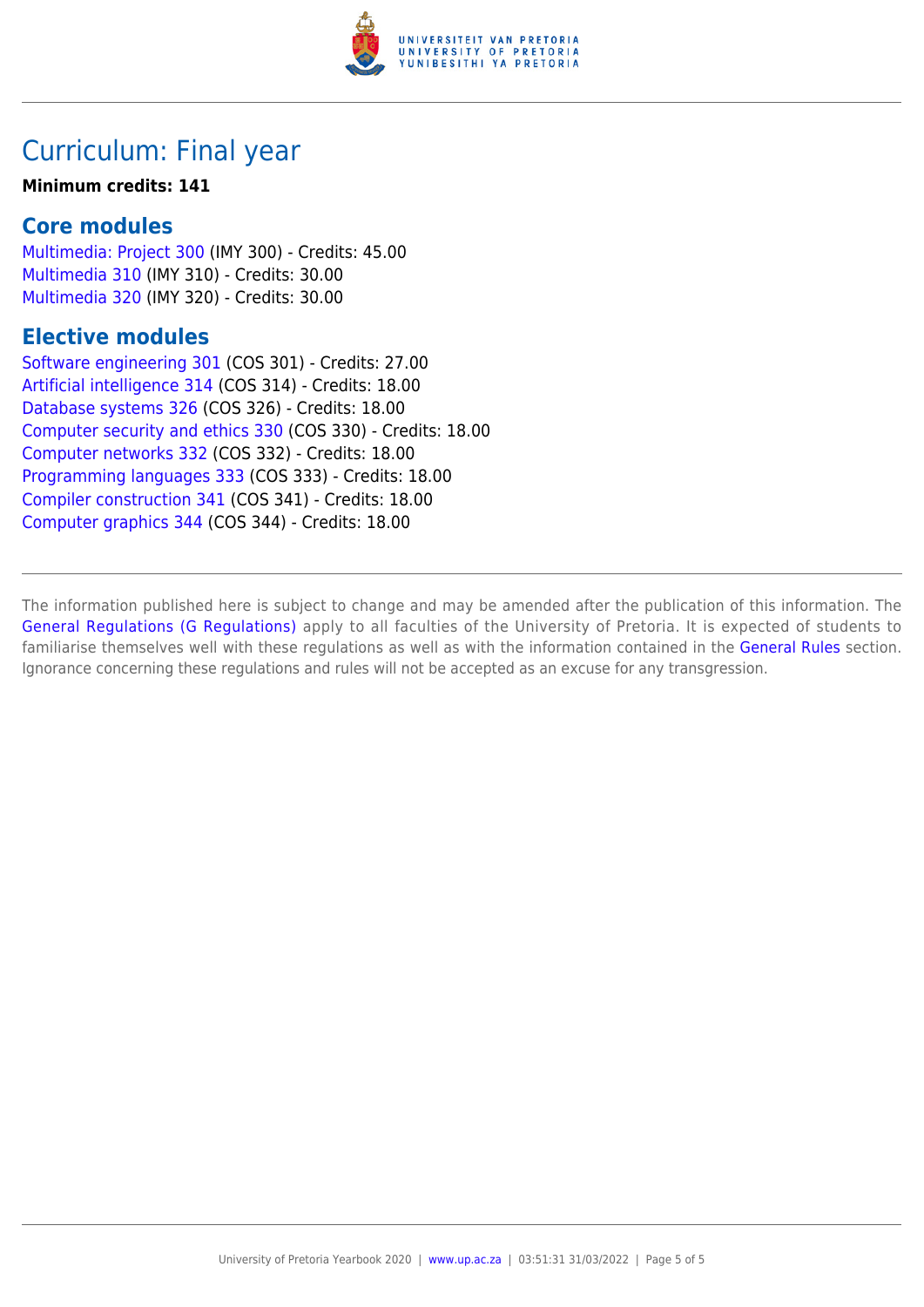## Curriculum: Final year

**Minimum credits: 141**

### Core modules

Multimedia: Project 300 (IMY 300) - Credits: 45.00
Multimedia 310 (IMY 310) - Credits: 30.00
Multimedia 320 (IMY 320) - Credits: 30.00

### Elective modules

Software engineering 301 (COS 301) - Credits: 27.00
Artificial intelligence 314 (COS 314) - Credits: 18.00
Database systems 326 (COS 326) - Credits: 18.00
Computer security and ethics 330 (COS 330) - Credits: 18.00
Computer networks 332 (COS 332) - Credits: 18.00
Programming languages 333 (COS 333) - Credits: 18.00
Compiler construction 341 (COS 341) - Credits: 18.00
Computer graphics 344 (COS 344) - Credits: 18.00

---

The information published here is subject to change and may be amended after the publication of this information. The General Regulations (G Regulations) apply to all faculties of the University of Pretoria. It is expected of students to familiarise themselves well with these regulations as well as with the information contained in the General Rules section. Ignorance concerning these regulations and rules will not be accepted as an excuse for any transgression.